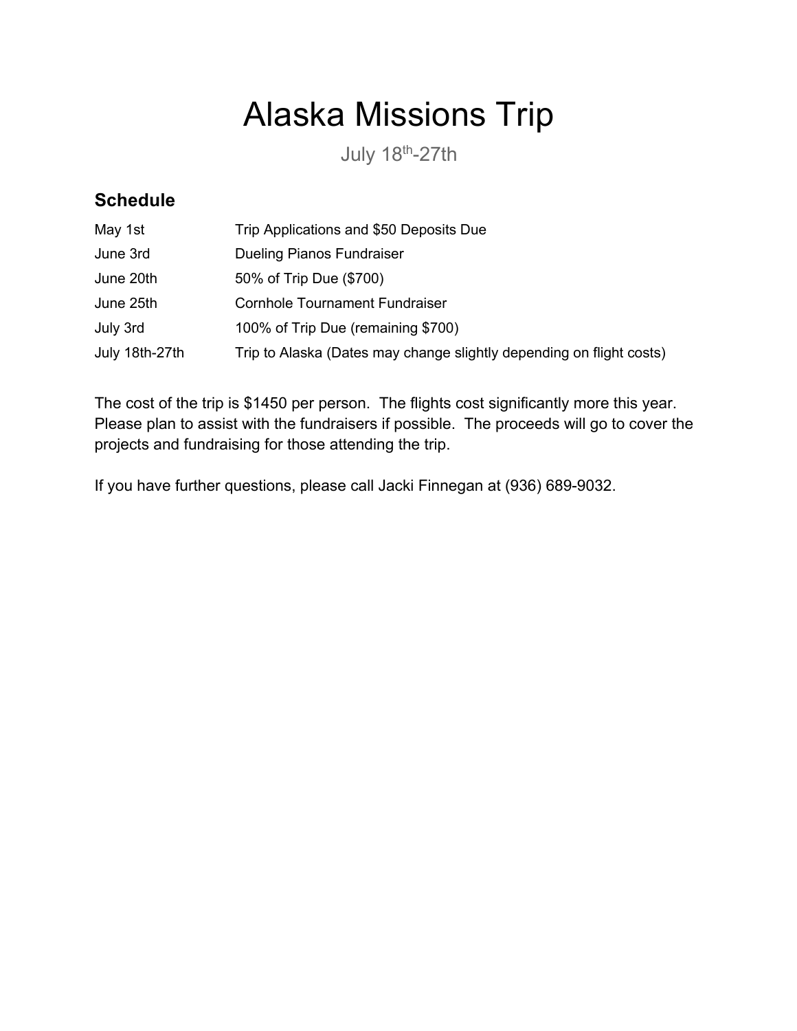# Alaska Missions Trip

July 18th-27th

## Schedule

| | |
|---|---|
| May 1st | Trip Applications and $50 Deposits Due |
| June 3rd | Dueling Pianos Fundraiser |
| June 20th | 50% of Trip Due ($700) |
| June 25th | Cornhole Tournament Fundraiser |
| July 3rd | 100% of Trip Due (remaining $700) |
| July 18th-27th | Trip to Alaska (Dates may change slightly depending on flight costs) |

The cost of the trip is $1450 per person. The flights cost significantly more this year. Please plan to assist with the fundraisers if possible. The proceeds will go to cover the projects and fundraising for those attending the trip.

If you have further questions, please call Jacki Finnegan at (936) 689-9032.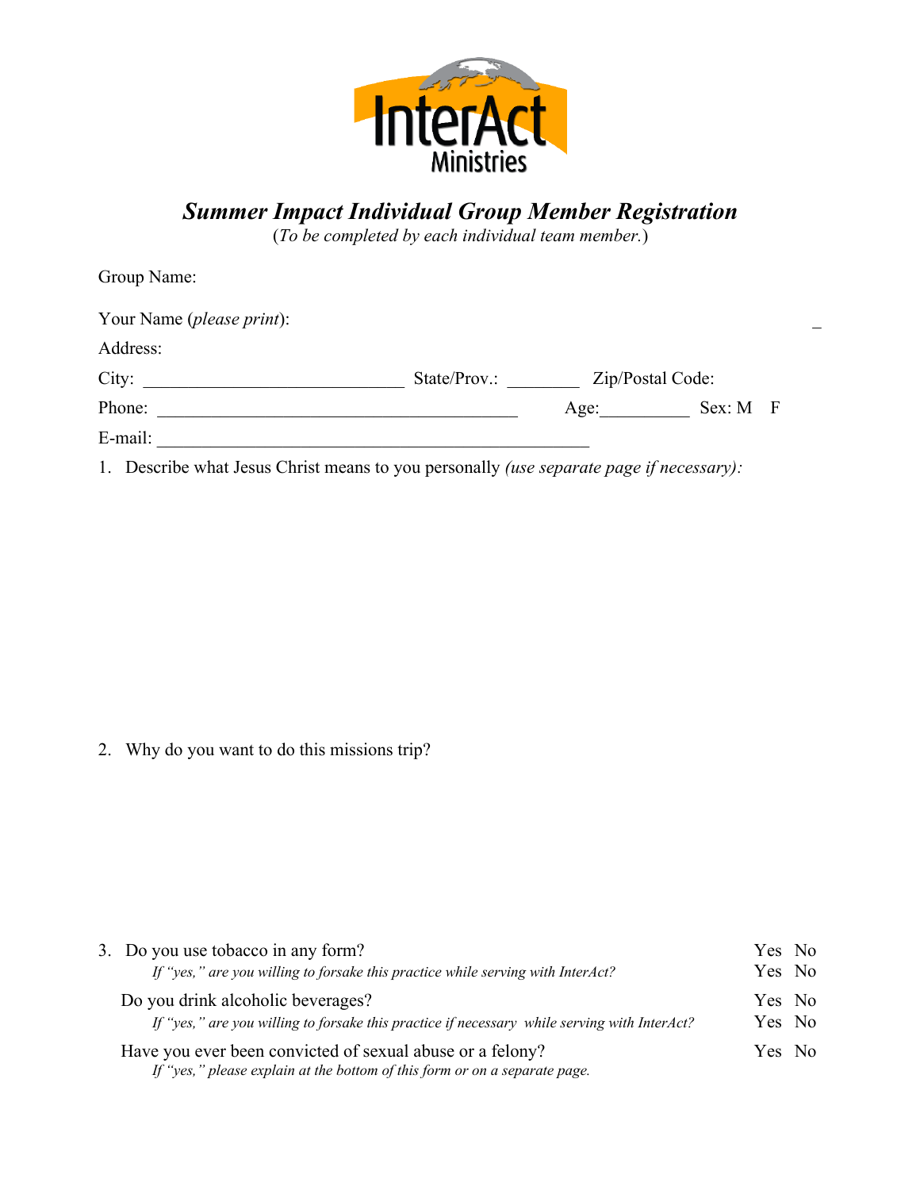# Summer Impact Individual Group Member Registration

(*To be completed by each individual team member.*)

Group Name:

Your Name (*please print*):

Address:

City: ____________________________ State/Prov.: ________ Zip/Postal Code:

Phone: ________________________________________ Age:__________ Sex: M F

E-mail: ________________________________________________

1. Describe what Jesus Christ means to you personally *(use separate page if necessary):*

2. Why do you want to do this missions trip?

3. Do you use tobacco in any form? Yes No

   *If "yes," are you willing to forsake this practice while serving with InterAct?* Yes No

   Do you drink alcoholic beverages? Yes No

   *If "yes," are you willing to forsake this practice if necessary while serving with InterAct?* Yes No

   Have you ever been convicted of sexual abuse or a felony? Yes No

   *If "yes," please explain at the bottom of this form or on a separate page.*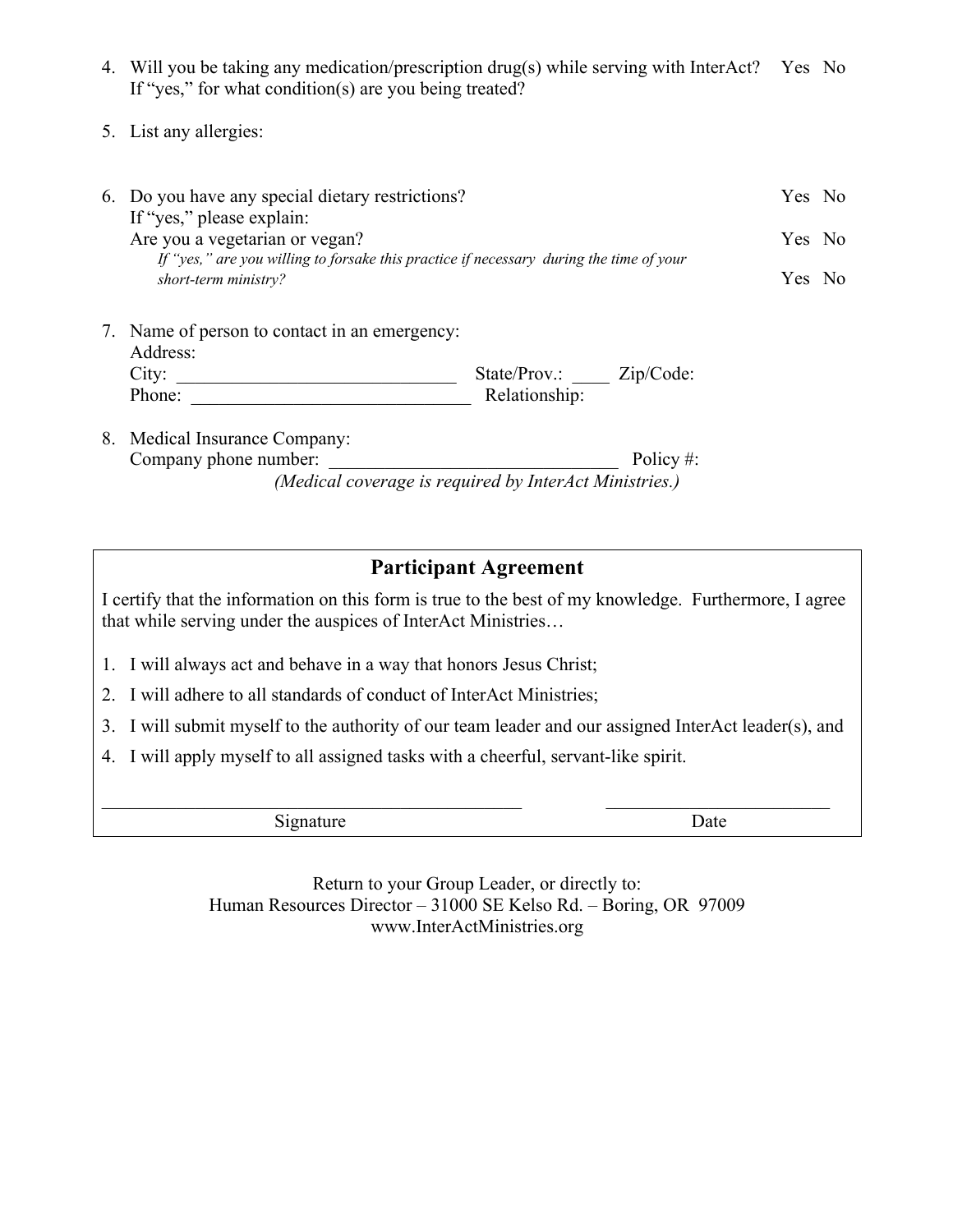4. Will you be taking any medication/prescription drug(s) while serving with InterAct? Yes No
   If "yes," for what condition(s) are you being treated?

5. List any allergies:

6. Do you have any special dietary restrictions? Yes No
   If "yes," please explain:
   Are you a vegetarian or vegan? Yes No
   *If "yes," are you willing to forsake this practice if necessary during the time of your short-term ministry?* Yes No

7. Name of person to contact in an emergency:
   Address:
   City: ______________________________ State/Prov.: ____ Zip/Code:
   Phone: ______________________________ Relationship:

8. Medical Insurance Company:
   Company phone number: ______________________________ Policy #:
   *(Medical coverage is required by InterAct Ministries.)*

## Participant Agreement

I certify that the information on this form is true to the best of my knowledge. Furthermore, I agree that while serving under the auspices of InterAct Ministries…

1. I will always act and behave in a way that honors Jesus Christ;
2. I will adhere to all standards of conduct of InterAct Ministries;
3. I will submit myself to the authority of our team leader and our assigned InterAct leader(s), and
4. I will apply myself to all assigned tasks with a cheerful, servant-like spirit.

______________________________________________ ________________________
Signature Date

Return to your Group Leader, or directly to:
Human Resources Director – 31000 SE Kelso Rd. – Boring, OR 97009
www.InterActMinistries.org